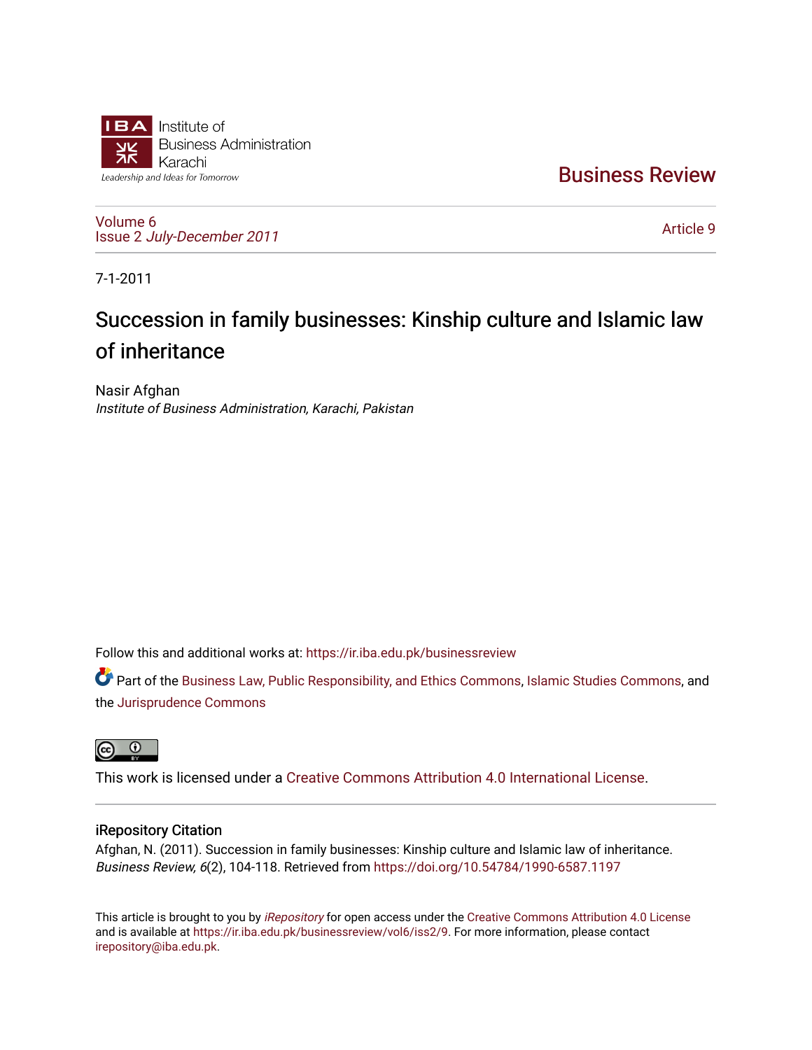Institute of Business Administration Karachi

Leadership and Ideas for Tomorrow

Business Review

Volume 6
Issue 2 *July-December 2011*

Article 9

7-1-2011

# Succession in family businesses: Kinship culture and Islamic law of inheritance

Nasir Afghan
*Institute of Business Administration, Karachi, Pakistan*

Follow this and additional works at: https://ir.iba.edu.pk/businessreview

Part of the Business Law, Public Responsibility, and Ethics Commons, Islamic Studies Commons, and the Jurisprudence Commons

This work is licensed under a Creative Commons Attribution 4.0 International License.

## iRepository Citation

Afghan, N. (2011). Succession in family businesses: Kinship culture and Islamic law of inheritance. *Business Review, 6*(2), 104-118. Retrieved from https://doi.org/10.54784/1990-6587.1197

This article is brought to you by *iRepository* for open access under the Creative Commons Attribution 4.0 License and is available at https://ir.iba.edu.pk/businessreview/vol6/iss2/9. For more information, please contact irepository@iba.edu.pk.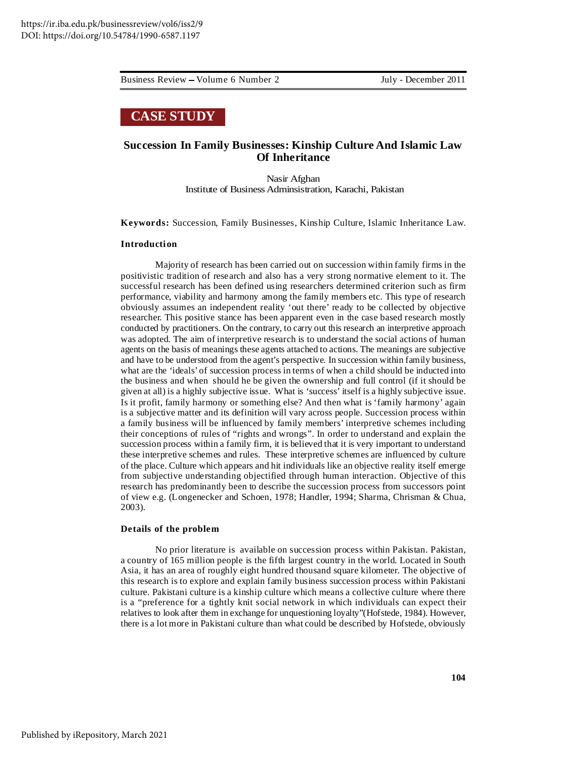**CASE STUDY**

# Succession In Family Businesses: Kinship Culture And Islamic Law Of Inheritance

Nasir Afghan
Institute of Business Adminsistration, Karachi, Pakistan

**Keywords:** Succession, Family Businesses, Kinship Culture, Islamic Inheritance Law.

## Introduction

Majority of research has been carried out on succession within family firms in the positivistic tradition of research and also has a very strong normative element to it. The successful research has been defined using researchers determined criterion such as firm performance, viability and harmony among the family members etc. This type of research obviously assumes an independent reality 'out there' ready to be collected by objective researcher. This positive stance has been apparent even in the case based research mostly conducted by practitioners. On the contrary, to carry out this research an interpretive approach was adopted. The aim of interpretive research is to understand the social actions of human agents on the basis of meanings these agents attached to actions. The meanings are subjective and have to be understood from the agent's perspective. In succession within family business, what are the 'ideals' of succession process in terms of when a child should be inducted into the business and when should he be given the ownership and full control (if it should be given at all) is a highly subjective issue. What is 'success' itself is a highly subjective issue. Is it profit, family harmony or something else? And then what is 'family harmony' again is a subjective matter and its definition will vary across people. Succession process within a family business will be influenced by family members' interpretive schemes including their conceptions of rules of "rights and wrongs". In order to understand and explain the succession process within a family firm, it is believed that it is very important to understand these interpretive schemes and rules. These interpretive schemes are influenced by culture of the place. Culture which appears and hit individuals like an objective reality itself emerge from subjective understanding objectified through human interaction. Objective of this research has predominantly been to describe the succession process from successors point of view e.g. (Longenecker and Schoen, 1978; Handler, 1994; Sharma, Chrisman & Chua, 2003).

## Details of the problem

No prior literature is available on succession process within Pakistan. Pakistan, a country of 165 million people is the fifth largest country in the world. Located in South Asia, it has an area of roughly eight hundred thousand square kilometer. The objective of this research is to explore and explain family business succession process within Pakistani culture. Pakistani culture is a kinship culture which means a collective culture where there is a "preference for a tightly knit social network in which individuals can expect their relatives to look after them in exchange for unquestioning loyalty"(Hofstede, 1984). However, there is a lot more in Pakistani culture than what could be described by Hofstede, obviously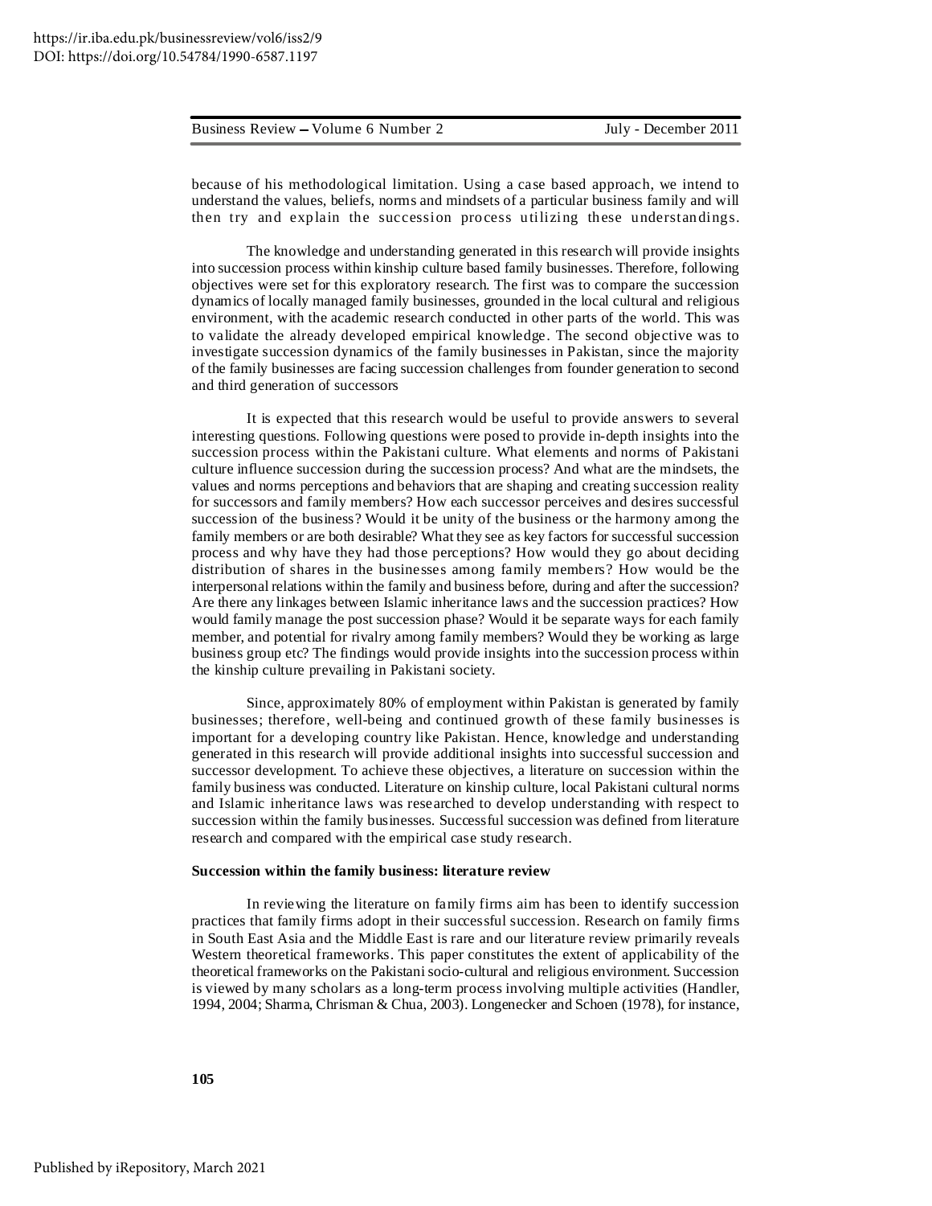because of his methodological limitation. Using a case based approach, we intend to understand the values, beliefs, norms and mindsets of a particular business family and will then try and explain the succession process utilizing these understandings.

The knowledge and understanding generated in this research will provide insights into succession process within kinship culture based family businesses. Therefore, following objectives were set for this exploratory research. The first was to compare the succession dynamics of locally managed family businesses, grounded in the local cultural and religious environment, with the academic research conducted in other parts of the world. This was to validate the already developed empirical knowledge. The second objective was to investigate succession dynamics of the family businesses in Pakistan, since the majority of the family businesses are facing succession challenges from founder generation to second and third generation of successors

It is expected that this research would be useful to provide answers to several interesting questions. Following questions were posed to provide in-depth insights into the succession process within the Pakistani culture. What elements and norms of Pakistani culture influence succession during the succession process? And what are the mindsets, the values and norms perceptions and behaviors that are shaping and creating succession reality for successors and family members? How each successor perceives and desires successful succession of the business? Would it be unity of the business or the harmony among the family members or are both desirable? What they see as key factors for successful succession process and why have they had those perceptions? How would they go about deciding distribution of shares in the businesses among family members? How would be the interpersonal relations within the family and business before, during and after the succession? Are there any linkages between Islamic inheritance laws and the succession practices? How would family manage the post succession phase? Would it be separate ways for each family member, and potential for rivalry among family members? Would they be working as large business group etc? The findings would provide insights into the succession process within the kinship culture prevailing in Pakistani society.

Since, approximately 80% of employment within Pakistan is generated by family businesses; therefore, well-being and continued growth of these family businesses is important for a developing country like Pakistan. Hence, knowledge and understanding generated in this research will provide additional insights into successful succession and successor development. To achieve these objectives, a literature on succession within the family business was conducted. Literature on kinship culture, local Pakistani cultural norms and Islamic inheritance laws was researched to develop understanding with respect to succession within the family businesses. Successful succession was defined from literature research and compared with the empirical case study research.

**Succession within the family business: literature review**

In reviewing the literature on family firms aim has been to identify succession practices that family firms adopt in their successful succession. Research on family firms in South East Asia and the Middle East is rare and our literature review primarily reveals Western theoretical frameworks. This paper constitutes the extent of applicability of the theoretical frameworks on the Pakistani socio-cultural and religious environment. Succession is viewed by many scholars as a long-term process involving multiple activities (Handler, 1994, 2004; Sharma, Chrisman & Chua, 2003). Longenecker and Schoen (1978), for instance,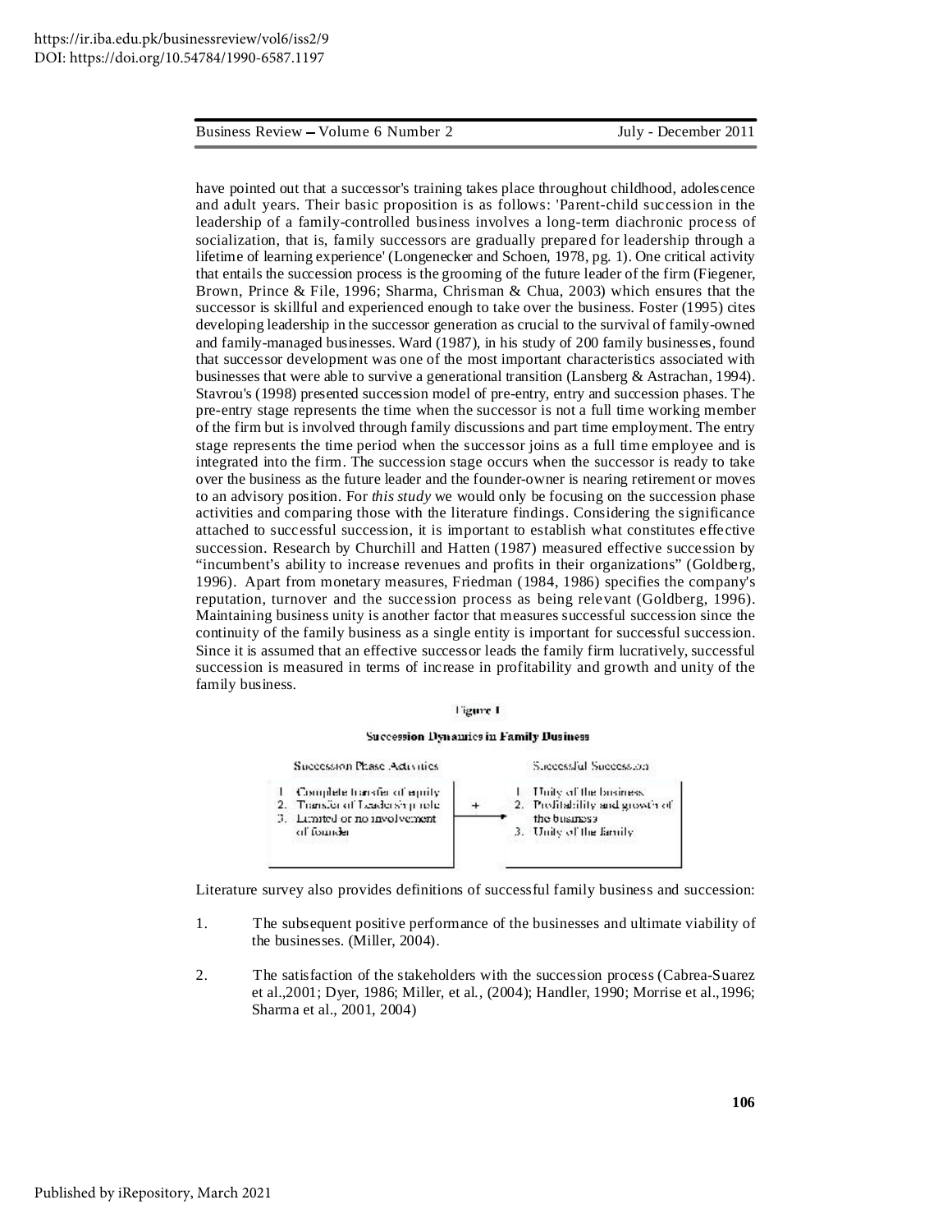have pointed out that a successor's training takes place throughout childhood, adolescence and adult years. Their basic proposition is as follows: 'Parent-child succession in the leadership of a family-controlled business involves a long-term diachronic process of socialization, that is, family successors are gradually prepared for leadership through a lifetime of learning experience' (Longenecker and Schoen, 1978, pg. 1). One critical activity that entails the succession process is the grooming of the future leader of the firm (Fiegener, Brown, Prince & File, 1996; Sharma, Chrisman & Chua, 2003) which ensures that the successor is skillful and experienced enough to take over the business. Foster (1995) cites developing leadership in the successor generation as crucial to the survival of family-owned and family-managed businesses. Ward (1987), in his study of 200 family businesses, found that successor development was one of the most important characteristics associated with businesses that were able to survive a generational transition (Lansberg & Astrachan, 1994). Stavrou's (1998) presented succession model of pre-entry, entry and succession phases. The pre-entry stage represents the time when the successor is not a full time working member of the firm but is involved through family discussions and part time employment. The entry stage represents the time period when the successor joins as a full time employee and is integrated into the firm. The succession stage occurs when the successor is ready to take over the business as the future leader and the founder-owner is nearing retirement or moves to an advisory position. For *this study* we would only be focusing on the succession phase activities and comparing those with the literature findings. Considering the significance attached to successful succession, it is important to establish what constitutes effective succession. Research by Churchill and Hatten (1987) measured effective succession by "incumbent's ability to increase revenues and profits in their organizations" (Goldberg, 1996). Apart from monetary measures, Friedman (1984, 1986) specifies the company's reputation, turnover and the succession process as being relevant (Goldberg, 1996). Maintaining business unity is another factor that measures successful succession since the continuity of the family business as a single entity is important for successful succession. Since it is assumed that an effective successor leads the family firm lucratively, successful succession is measured in terms of increase in profitability and growth and unity of the family business.

Figure 1

**Succession Dynamics in Family Business**

| Succession Phase Activities | | Successful Succession |
|---|---|---|
| 1. Complete transfer of equity<br>2. Transfer of Leadership role<br>3. Limited or no involvement of founder | + → | 1. Unity of the business<br>2. Profitability and growth of the business<br>3. Unity of the family |

Literature survey also provides definitions of successful family business and succession:

1. The subsequent positive performance of the businesses and ultimate viability of the businesses. (Miller, 2004).

2. The satisfaction of the stakeholders with the succession process (Cabrea-Suarez et al.,2001; Dyer, 1986; Miller, et al., (2004); Handler, 1990; Morrise et al.,1996; Sharma et al., 2001, 2004)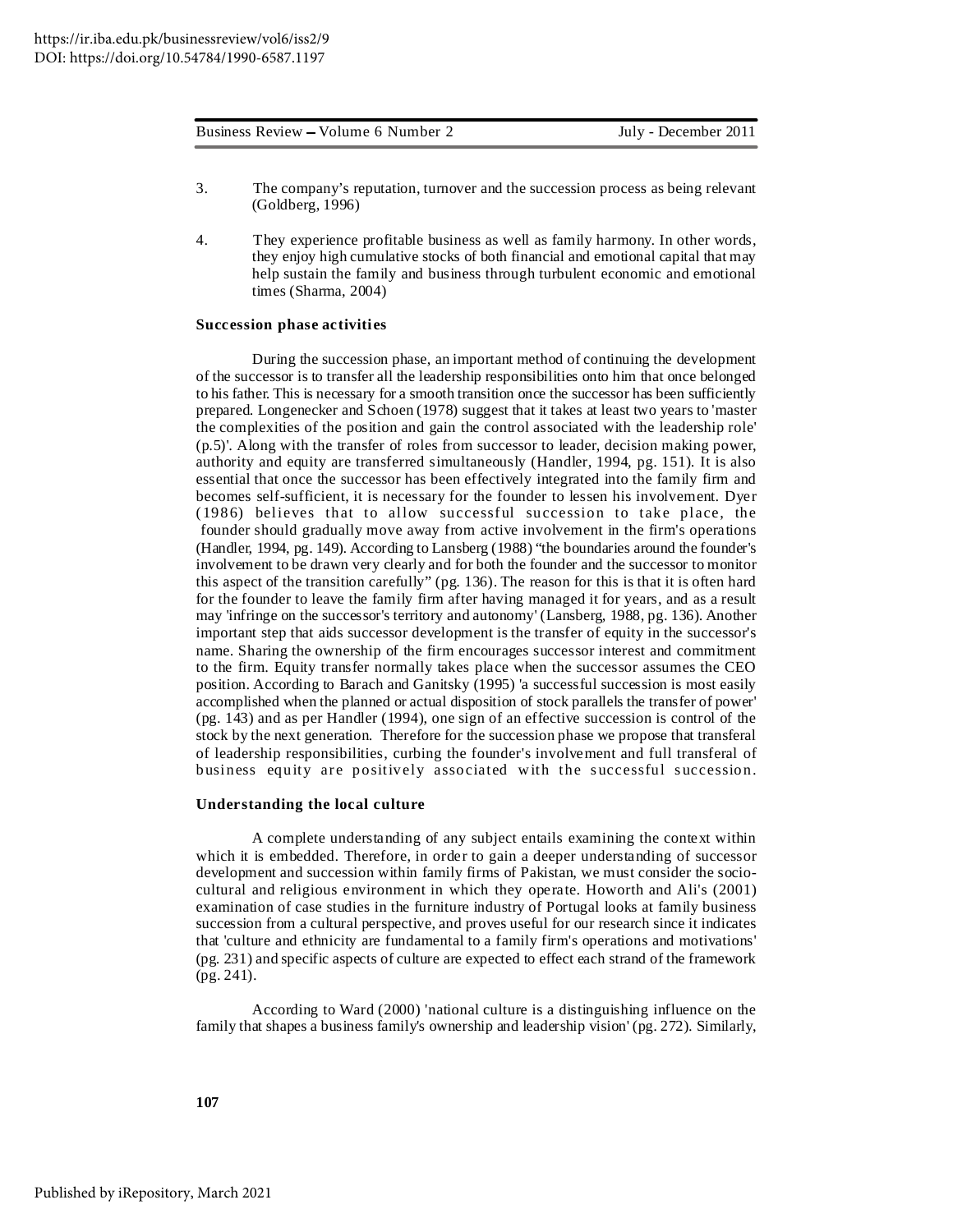3. The company's reputation, turnover and the succession process as being relevant (Goldberg, 1996)

4. They experience profitable business as well as family harmony. In other words, they enjoy high cumulative stocks of both financial and emotional capital that may help sustain the family and business through turbulent economic and emotional times (Sharma, 2004)

**Succession phase activities**

During the succession phase, an important method of continuing the development of the successor is to transfer all the leadership responsibilities onto him that once belonged to his father. This is necessary for a smooth transition once the successor has been sufficiently prepared. Longenecker and Schoen (1978) suggest that it takes at least two years to 'master the complexities of the position and gain the control associated with the leadership role' (p.5)'. Along with the transfer of roles from successor to leader, decision making power, authority and equity are transferred simultaneously (Handler, 1994, pg. 151). It is also essential that once the successor has been effectively integrated into the family firm and becomes self-sufficient, it is necessary for the founder to lessen his involvement. Dyer (1986) believes that to allow successful succession to take place, the founder should gradually move away from active involvement in the firm's operations (Handler, 1994, pg. 149). According to Lansberg (1988) "the boundaries around the founder's involvement to be drawn very clearly and for both the founder and the successor to monitor this aspect of the transition carefully" (pg. 136). The reason for this is that it is often hard for the founder to leave the family firm after having managed it for years, and as a result may 'infringe on the successor's territory and autonomy' (Lansberg, 1988, pg. 136). Another important step that aids successor development is the transfer of equity in the successor's name. Sharing the ownership of the firm encourages successor interest and commitment to the firm. Equity transfer normally takes place when the successor assumes the CEO position. According to Barach and Ganitsky (1995) 'a successful succession is most easily accomplished when the planned or actual disposition of stock parallels the transfer of power' (pg. 143) and as per Handler (1994), one sign of an effective succession is control of the stock by the next generation. Therefore for the succession phase we propose that transferal of leadership responsibilities, curbing the founder's involvement and full transferal of business equity are positively associated with the successful succession.

**Understanding the local culture**

A complete understanding of any subject entails examining the context within which it is embedded. Therefore, in order to gain a deeper understanding of successor development and succession within family firms of Pakistan, we must consider the socio-cultural and religious environment in which they operate. Howorth and Ali's (2001) examination of case studies in the furniture industry of Portugal looks at family business succession from a cultural perspective, and proves useful for our research since it indicates that 'culture and ethnicity are fundamental to a family firm's operations and motivations' (pg. 231) and specific aspects of culture are expected to effect each strand of the framework (pg. 241).

According to Ward (2000) 'national culture is a distinguishing influence on the family that shapes a business family's ownership and leadership vision' (pg. 272). Similarly,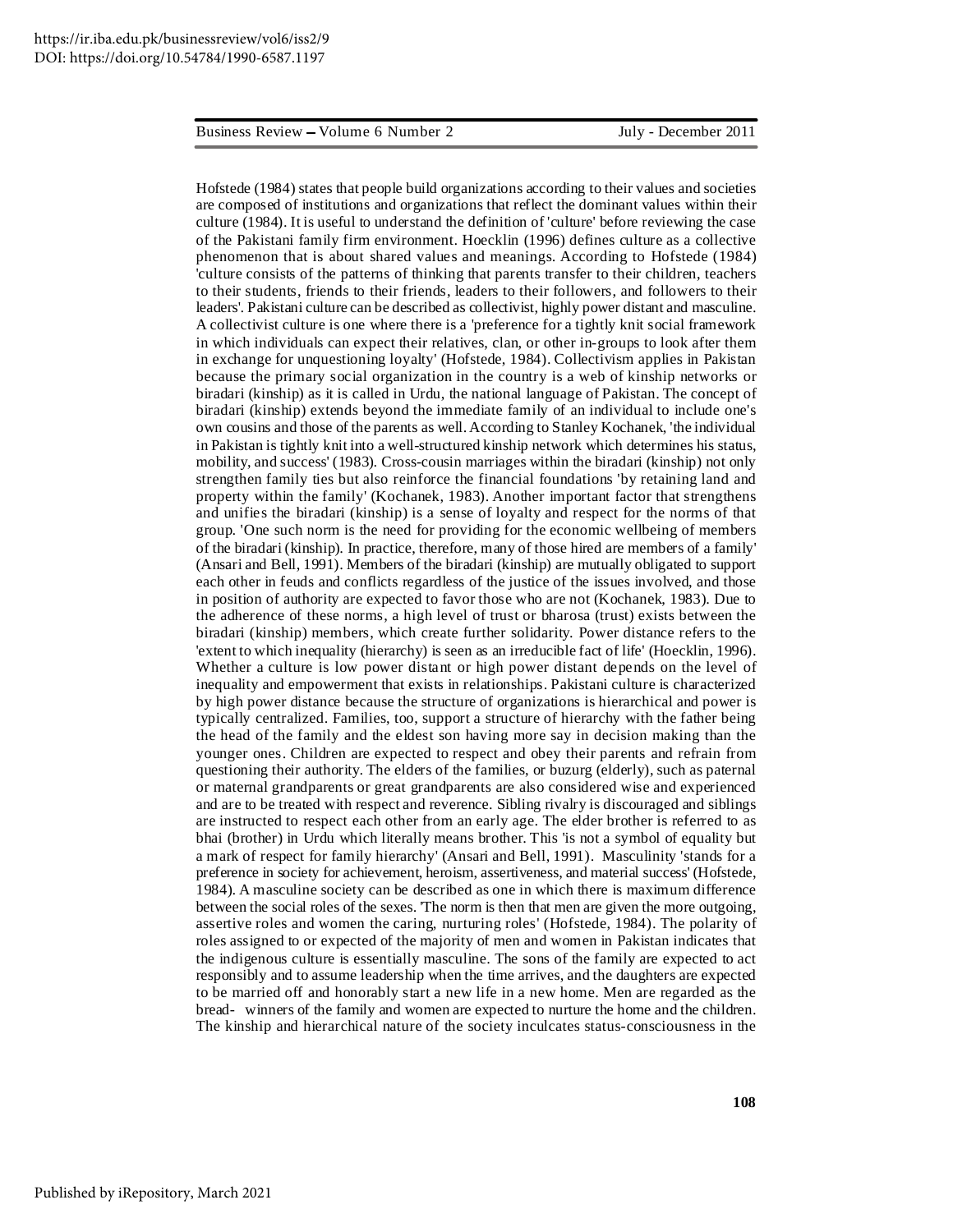Hofstede (1984) states that people build organizations according to their values and societies are composed of institutions and organizations that reflect the dominant values within their culture (1984). It is useful to understand the definition of 'culture' before reviewing the case of the Pakistani family firm environment. Hoecklin (1996) defines culture as a collective phenomenon that is about shared values and meanings. According to Hofstede (1984) 'culture consists of the patterns of thinking that parents transfer to their children, teachers to their students, friends to their friends, leaders to their followers, and followers to their leaders'. Pakistani culture can be described as collectivist, highly power distant and masculine. A collectivist culture is one where there is a 'preference for a tightly knit social framework in which individuals can expect their relatives, clan, or other in-groups to look after them in exchange for unquestioning loyalty' (Hofstede, 1984). Collectivism applies in Pakistan because the primary social organization in the country is a web of kinship networks or biradari (kinship) as it is called in Urdu, the national language of Pakistan. The concept of biradari (kinship) extends beyond the immediate family of an individual to include one's own cousins and those of the parents as well. According to Stanley Kochanek, 'the individual in Pakistan is tightly knit into a well-structured kinship network which determines his status, mobility, and success' (1983). Cross-cousin marriages within the biradari (kinship) not only strengthen family ties but also reinforce the financial foundations 'by retaining land and property within the family' (Kochanek, 1983). Another important factor that strengthens and unifies the biradari (kinship) is a sense of loyalty and respect for the norms of that group. 'One such norm is the need for providing for the economic wellbeing of members of the biradari (kinship). In practice, therefore, many of those hired are members of a family' (Ansari and Bell, 1991). Members of the biradari (kinship) are mutually obligated to support each other in feuds and conflicts regardless of the justice of the issues involved, and those in position of authority are expected to favor those who are not (Kochanek, 1983). Due to the adherence of these norms, a high level of trust or bharosa (trust) exists between the biradari (kinship) members, which create further solidarity. Power distance refers to the 'extent to which inequality (hierarchy) is seen as an irreducible fact of life' (Hoecklin, 1996). Whether a culture is low power distant or high power distant depends on the level of inequality and empowerment that exists in relationships. Pakistani culture is characterized by high power distance because the structure of organizations is hierarchical and power is typically centralized. Families, too, support a structure of hierarchy with the father being the head of the family and the eldest son having more say in decision making than the younger ones. Children are expected to respect and obey their parents and refrain from questioning their authority. The elders of the families, or buzurg (elderly), such as paternal or maternal grandparents or great grandparents are also considered wise and experienced and are to be treated with respect and reverence. Sibling rivalry is discouraged and siblings are instructed to respect each other from an early age. The elder brother is referred to as bhai (brother) in Urdu which literally means brother. This 'is not a symbol of equality but a mark of respect for family hierarchy' (Ansari and Bell, 1991). Masculinity 'stands for a preference in society for achievement, heroism, assertiveness, and material success' (Hofstede, 1984). A masculine society can be described as one in which there is maximum difference between the social roles of the sexes. 'The norm is then that men are given the more outgoing, assertive roles and women the caring, nurturing roles' (Hofstede, 1984). The polarity of roles assigned to or expected of the majority of men and women in Pakistan indicates that the indigenous culture is essentially masculine. The sons of the family are expected to act responsibly and to assume leadership when the time arrives, and the daughters are expected to be married off and honorably start a new life in a new home. Men are regarded as the bread- winners of the family and women are expected to nurture the home and the children. The kinship and hierarchical nature of the society inculcates status-consciousness in the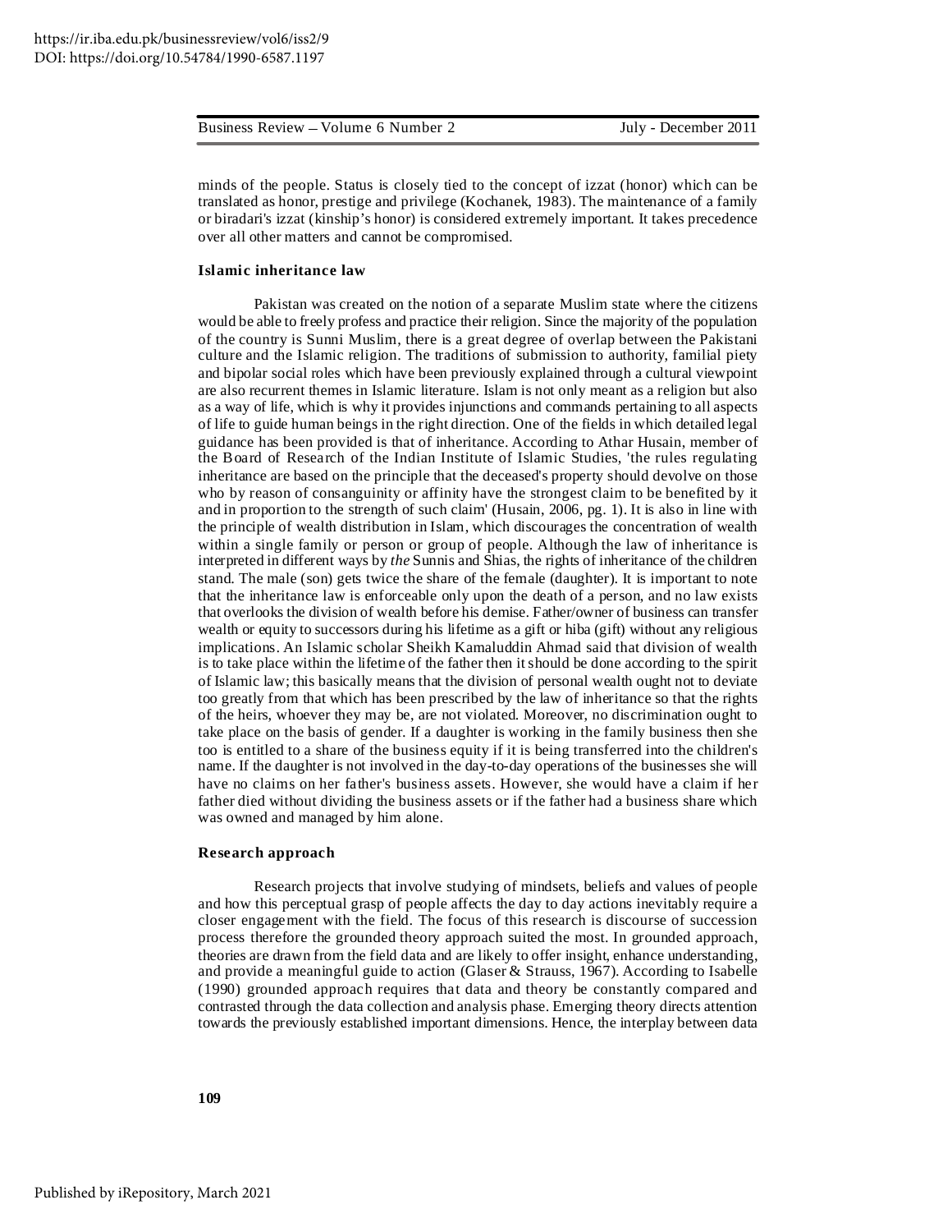minds of the people. Status is closely tied to the concept of izzat (honor) which can be translated as honor, prestige and privilege (Kochanek, 1983). The maintenance of a family or biradari's izzat (kinship's honor) is considered extremely important. It takes precedence over all other matters and cannot be compromised.

## Islamic inheritance law

Pakistan was created on the notion of a separate Muslim state where the citizens would be able to freely profess and practice their religion. Since the majority of the population of the country is Sunni Muslim, there is a great degree of overlap between the Pakistani culture and the Islamic religion. The traditions of submission to authority, familial piety and bipolar social roles which have been previously explained through a cultural viewpoint are also recurrent themes in Islamic literature. Islam is not only meant as a religion but also as a way of life, which is why it provides injunctions and commands pertaining to all aspects of life to guide human beings in the right direction. One of the fields in which detailed legal guidance has been provided is that of inheritance. According to Athar Husain, member of the Board of Research of the Indian Institute of Islamic Studies, 'the rules regulating inheritance are based on the principle that the deceased's property should devolve on those who by reason of consanguinity or affinity have the strongest claim to be benefited by it and in proportion to the strength of such claim' (Husain, 2006, pg. 1). It is also in line with the principle of wealth distribution in Islam, which discourages the concentration of wealth within a single family or person or group of people. Although the law of inheritance is interpreted in different ways by *the* Sunnis and Shias, the rights of inheritance of the children stand. The male (son) gets twice the share of the female (daughter). It is important to note that the inheritance law is enforceable only upon the death of a person, and no law exists that overlooks the division of wealth before his demise. Father/owner of business can transfer wealth or equity to successors during his lifetime as a gift or hiba (gift) without any religious implications. An Islamic scholar Sheikh Kamaluddin Ahmad said that division of wealth is to take place within the lifetime of the father then it should be done according to the spirit of Islamic law; this basically means that the division of personal wealth ought not to deviate too greatly from that which has been prescribed by the law of inheritance so that the rights of the heirs, whoever they may be, are not violated. Moreover, no discrimination ought to take place on the basis of gender. If a daughter is working in the family business then she too is entitled to a share of the business equity if it is being transferred into the children's name. If the daughter is not involved in the day-to-day operations of the businesses she will have no claims on her father's business assets. However, she would have a claim if her father died without dividing the business assets or if the father had a business share which was owned and managed by him alone.

## Research approach

Research projects that involve studying of mindsets, beliefs and values of people and how this perceptual grasp of people affects the day to day actions inevitably require a closer engagement with the field. The focus of this research is discourse of succession process therefore the grounded theory approach suited the most. In grounded approach, theories are drawn from the field data and are likely to offer insight, enhance understanding, and provide a meaningful guide to action (Glaser & Strauss, 1967). According to Isabelle (1990) grounded approach requires that data and theory be constantly compared and contrasted through the data collection and analysis phase. Emerging theory directs attention towards the previously established important dimensions. Hence, the interplay between data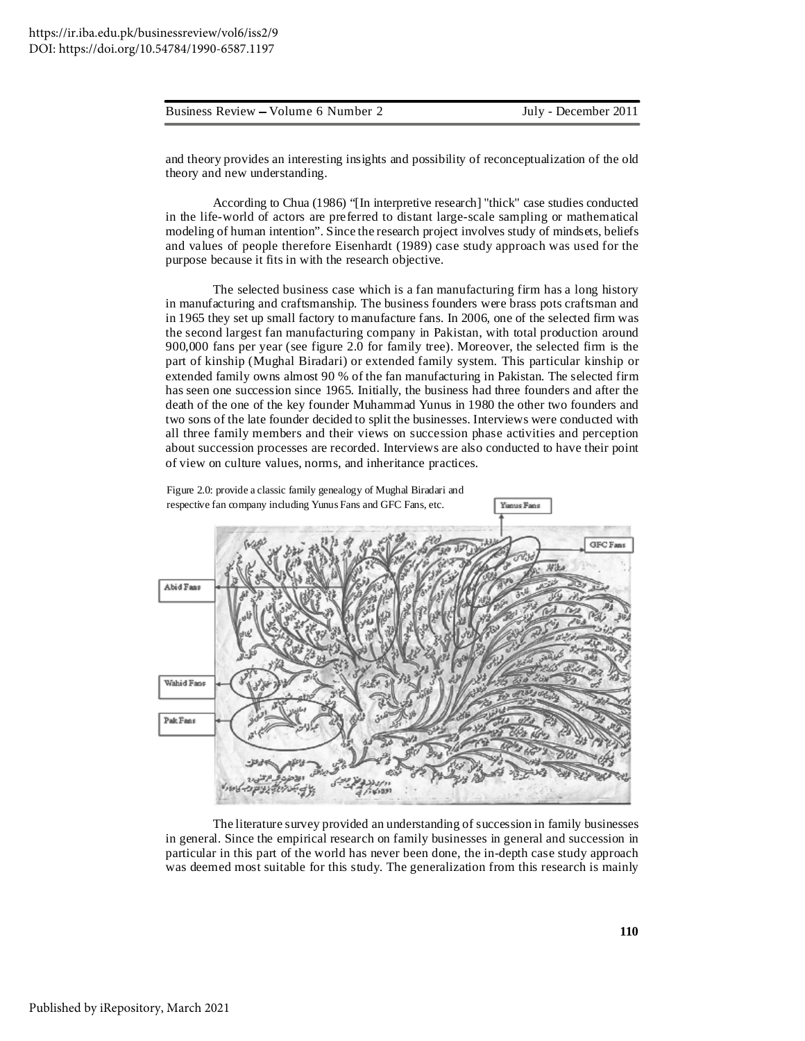and theory provides an interesting insights and possibility of reconceptualization of the old theory and new understanding.

According to Chua (1986) "[In interpretive research] "thick" case studies conducted in the life-world of actors are preferred to distant large-scale sampling or mathematical modeling of human intention". Since the research project involves study of mindsets, beliefs and values of people therefore Eisenhardt (1989) case study approach was used for the purpose because it fits in with the research objective.

The selected business case which is a fan manufacturing firm has a long history in manufacturing and craftsmanship. The business founders were brass pots craftsman and in 1965 they set up small factory to manufacture fans. In 2006, one of the selected firm was the second largest fan manufacturing company in Pakistan, with total production around 900,000 fans per year (see figure 2.0 for family tree). Moreover, the selected firm is the part of kinship (Mughal Biradari) or extended family system. This particular kinship or extended family owns almost 90 % of the fan manufacturing in Pakistan. The selected firm has seen one succession since 1965. Initially, the business had three founders and after the death of the one of the key founder Muhammad Yunus in 1980 the other two founders and two sons of the late founder decided to split the businesses. Interviews were conducted with all three family members and their views on succession phase activities and perception about succession processes are recorded. Interviews are also conducted to have their point of view on culture values, norms, and inheritance practices.

Figure 2.0: provide a classic family genealogy of Mughal Biradari and respective fan company including Yunus Fans and GFC Fans, etc.

The literature survey provided an understanding of succession in family businesses in general. Since the empirical research on family businesses in general and succession in particular in this part of the world has never been done, the in-depth case study approach was deemed most suitable for this study. The generalization from this research is mainly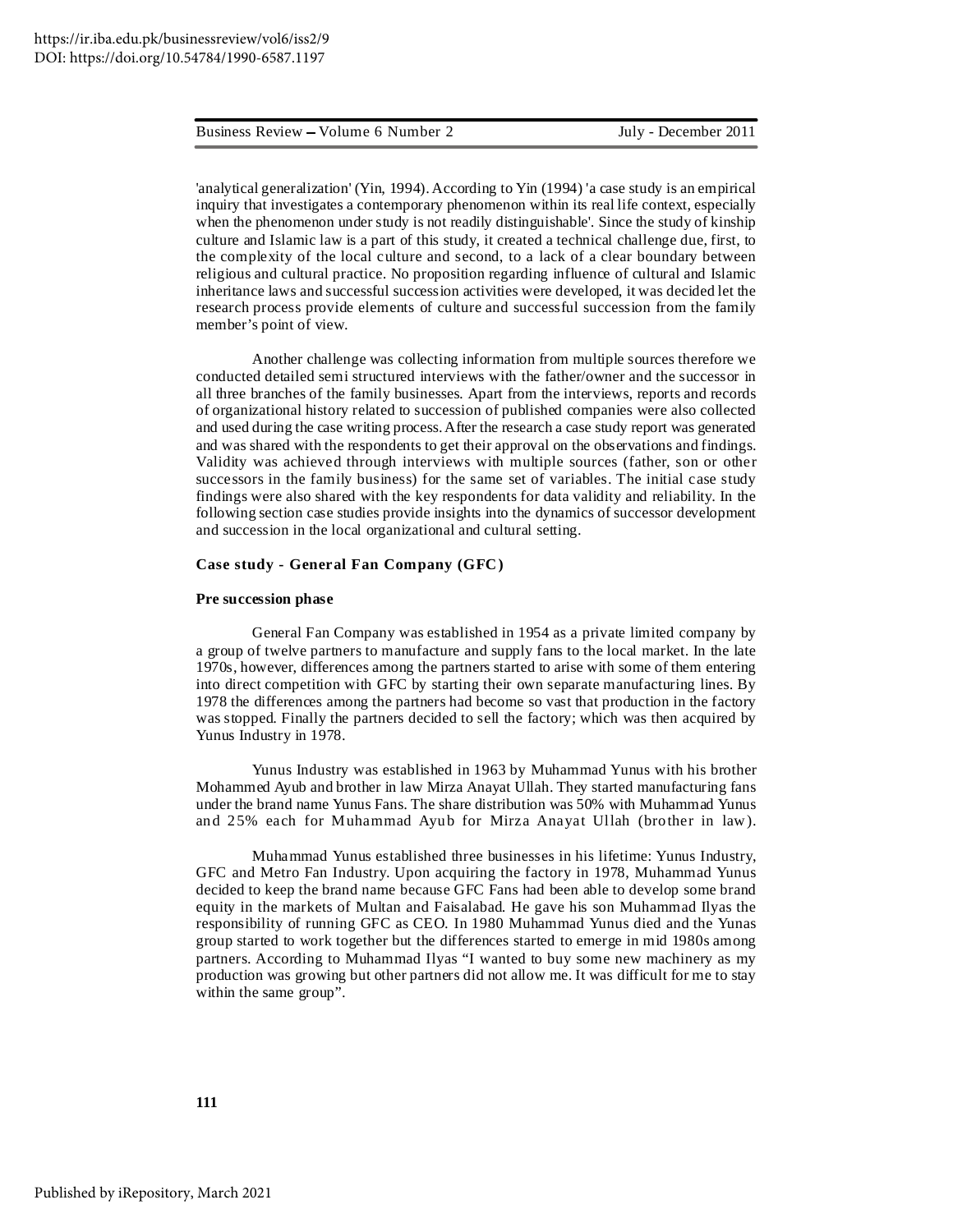'analytical generalization' (Yin, 1994). According to Yin (1994) 'a case study is an empirical inquiry that investigates a contemporary phenomenon within its real life context, especially when the phenomenon under study is not readily distinguishable'. Since the study of kinship culture and Islamic law is a part of this study, it created a technical challenge due, first, to the complexity of the local culture and second, to a lack of a clear boundary between religious and cultural practice. No proposition regarding influence of cultural and Islamic inheritance laws and successful succession activities were developed, it was decided let the research process provide elements of culture and successful succession from the family member's point of view.

Another challenge was collecting information from multiple sources therefore we conducted detailed semi structured interviews with the father/owner and the successor in all three branches of the family businesses. Apart from the interviews, reports and records of organizational history related to succession of published companies were also collected and used during the case writing process. After the research a case study report was generated and was shared with the respondents to get their approval on the observations and findings. Validity was achieved through interviews with multiple sources (father, son or other successors in the family business) for the same set of variables. The initial case study findings were also shared with the key respondents for data validity and reliability. In the following section case studies provide insights into the dynamics of successor development and succession in the local organizational and cultural setting.

### Case study - General Fan Company (GFC)

#### Pre succession phase

General Fan Company was established in 1954 as a private limited company by a group of twelve partners to manufacture and supply fans to the local market. In the late 1970s, however, differences among the partners started to arise with some of them entering into direct competition with GFC by starting their own separate manufacturing lines. By 1978 the differences among the partners had become so vast that production in the factory was stopped. Finally the partners decided to sell the factory; which was then acquired by Yunus Industry in 1978.

Yunus Industry was established in 1963 by Muhammad Yunus with his brother Mohammed Ayub and brother in law Mirza Anayat Ullah. They started manufacturing fans under the brand name Yunus Fans. The share distribution was 50% with Muhammad Yunus and 25% each for Muhammad Ayub for Mirza Anayat Ullah (brother in law).

Muhammad Yunus established three businesses in his lifetime: Yunus Industry, GFC and Metro Fan Industry. Upon acquiring the factory in 1978, Muhammad Yunus decided to keep the brand name because GFC Fans had been able to develop some brand equity in the markets of Multan and Faisalabad. He gave his son Muhammad Ilyas the responsibility of running GFC as CEO. In 1980 Muhammad Yunus died and the Yunas group started to work together but the differences started to emerge in mid 1980s among partners. According to Muhammad Ilyas "I wanted to buy some new machinery as my production was growing but other partners did not allow me. It was difficult for me to stay within the same group".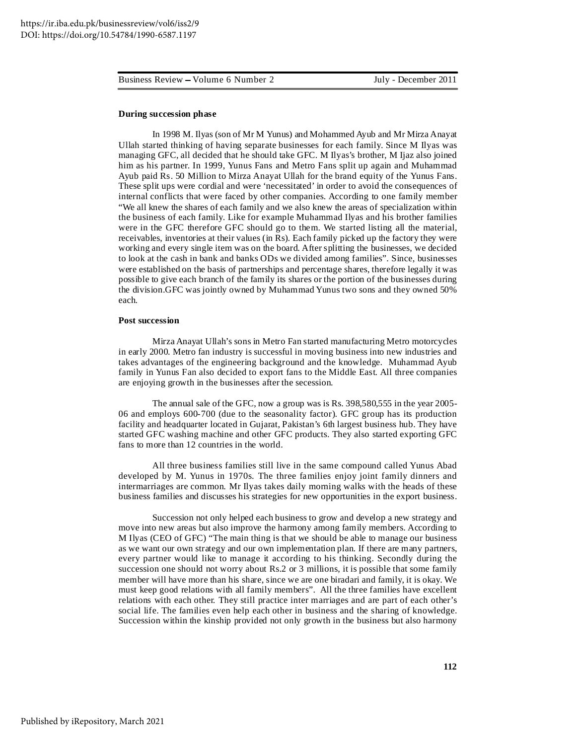**During succession phase**

In 1998 M. Ilyas (son of Mr M Yunus) and Mohammed Ayub and Mr Mirza Anayat Ullah started thinking of having separate businesses for each family. Since M Ilyas was managing GFC, all decided that he should take GFC. M Ilyas's brother, M Ijaz also joined him as his partner. In 1999, Yunus Fans and Metro Fans split up again and Muhammad Ayub paid Rs. 50 Million to Mirza Anayat Ullah for the brand equity of the Yunus Fans. These split ups were cordial and were 'necessitated' in order to avoid the consequences of internal conflicts that were faced by other companies. According to one family member "We all knew the shares of each family and we also knew the areas of specialization within the business of each family. Like for example Muhammad Ilyas and his brother families were in the GFC therefore GFC should go to them. We started listing all the material, receivables, inventories at their values (in Rs). Each family picked up the factory they were working and every single item was on the board. After splitting the businesses, we decided to look at the cash in bank and banks ODs we divided among families". Since, businesses were established on the basis of partnerships and percentage shares, therefore legally it was possible to give each branch of the family its shares or the portion of the businesses during the division.GFC was jointly owned by Muhammad Yunus two sons and they owned 50% each.

**Post succession**

Mirza Anayat Ullah's sons in Metro Fan started manufacturing Metro motorcycles in early 2000. Metro fan industry is successful in moving business into new industries and takes advantages of the engineering background and the knowledge. Muhammad Ayub family in Yunus Fan also decided to export fans to the Middle East. All three companies are enjoying growth in the businesses after the secession.

The annual sale of the GFC, now a group was is Rs. 398,580,555 in the year 2005-06 and employs 600-700 (due to the seasonality factor). GFC group has its production facility and headquarter located in Gujarat, Pakistan's 6th largest business hub. They have started GFC washing machine and other GFC products. They also started exporting GFC fans to more than 12 countries in the world.

All three business families still live in the same compound called Yunus Abad developed by M. Yunus in 1970s. The three families enjoy joint family dinners and intermarriages are common. Mr Ilyas takes daily morning walks with the heads of these business families and discusses his strategies for new opportunities in the export business.

Succession not only helped each business to grow and develop a new strategy and move into new areas but also improve the harmony among family members. According to M Ilyas (CEO of GFC) "The main thing is that we should be able to manage our business as we want our own strategy and our own implementation plan. If there are many partners, every partner would like to manage it according to his thinking. Secondly during the succession one should not worry about Rs.2 or 3 millions, it is possible that some family member will have more than his share, since we are one biradari and family, it is okay. We must keep good relations with all family members". All the three families have excellent relations with each other. They still practice inter marriages and are part of each other's social life. The families even help each other in business and the sharing of knowledge. Succession within the kinship provided not only growth in the business but also harmony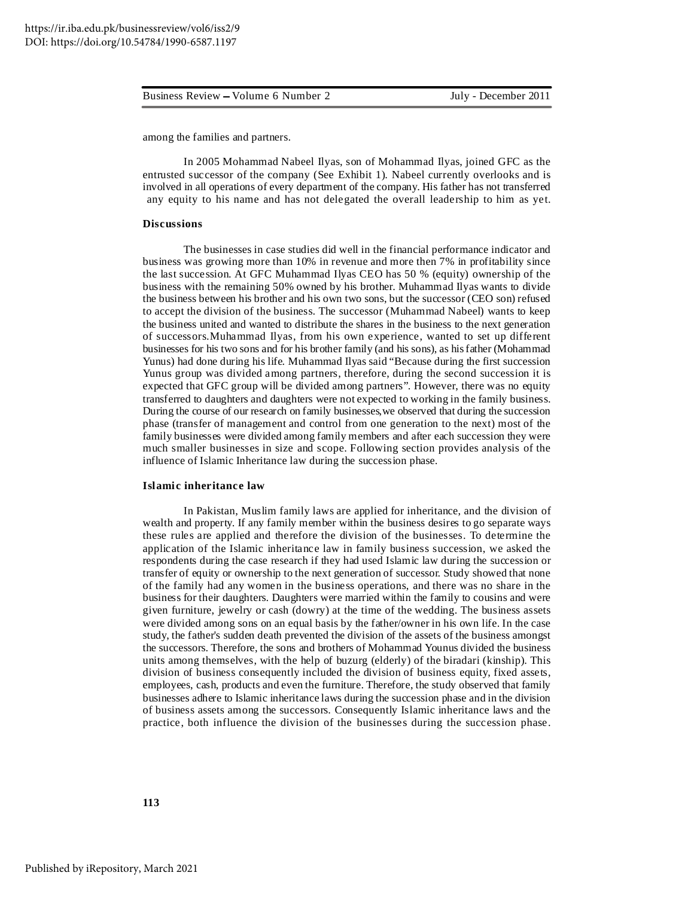among the families and partners.

In 2005 Mohammad Nabeel Ilyas, son of Mohammad Ilyas, joined GFC as the entrusted successor of the company (See Exhibit 1). Nabeel currently overlooks and is involved in all operations of every department of the company. His father has not transferred any equity to his name and has not delegated the overall leadership to him as yet.

### Discussions

The businesses in case studies did well in the financial performance indicator and business was growing more than 10% in revenue and more then 7% in profitability since the last succession. At GFC Muhammad Ilyas CEO has 50 % (equity) ownership of the business with the remaining 50% owned by his brother. Muhammad Ilyas wants to divide the business between his brother and his own two sons, but the successor (CEO son) refused to accept the division of the business. The successor (Muhammad Nabeel) wants to keep the business united and wanted to distribute the shares in the business to the next generation of successors.Muhammad Ilyas, from his own experience, wanted to set up different businesses for his two sons and for his brother family (and his sons), as his father (Mohammad Yunus) had done during his life. Muhammad Ilyas said "Because during the first succession Yunus group was divided among partners, therefore, during the second succession it is expected that GFC group will be divided among partners". However, there was no equity transferred to daughters and daughters were not expected to working in the family business. During the course of our research on family businesses,we observed that during the succession phase (transfer of management and control from one generation to the next) most of the family businesses were divided among family members and after each succession they were much smaller businesses in size and scope. Following section provides analysis of the influence of Islamic Inheritance law during the succession phase.

### Islamic inheritance law

In Pakistan, Muslim family laws are applied for inheritance, and the division of wealth and property. If any family member within the business desires to go separate ways these rules are applied and therefore the division of the businesses. To determine the application of the Islamic inheritance law in family business succession, we asked the respondents during the case research if they had used Islamic law during the succession or transfer of equity or ownership to the next generation of successor. Study showed that none of the family had any women in the business operations, and there was no share in the business for their daughters. Daughters were married within the family to cousins and were given furniture, jewelry or cash (dowry) at the time of the wedding. The business assets were divided among sons on an equal basis by the father/owner in his own life. In the case study, the father's sudden death prevented the division of the assets of the business amongst the successors. Therefore, the sons and brothers of Mohammad Younus divided the business units among themselves, with the help of buzurg (elderly) of the biradari (kinship). This division of business consequently included the division of business equity, fixed assets, employees, cash, products and even the furniture. Therefore, the study observed that family businesses adhere to Islamic inheritance laws during the succession phase and in the division of business assets among the successors. Consequently Islamic inheritance laws and the practice, both influence the division of the businesses during the succession phase.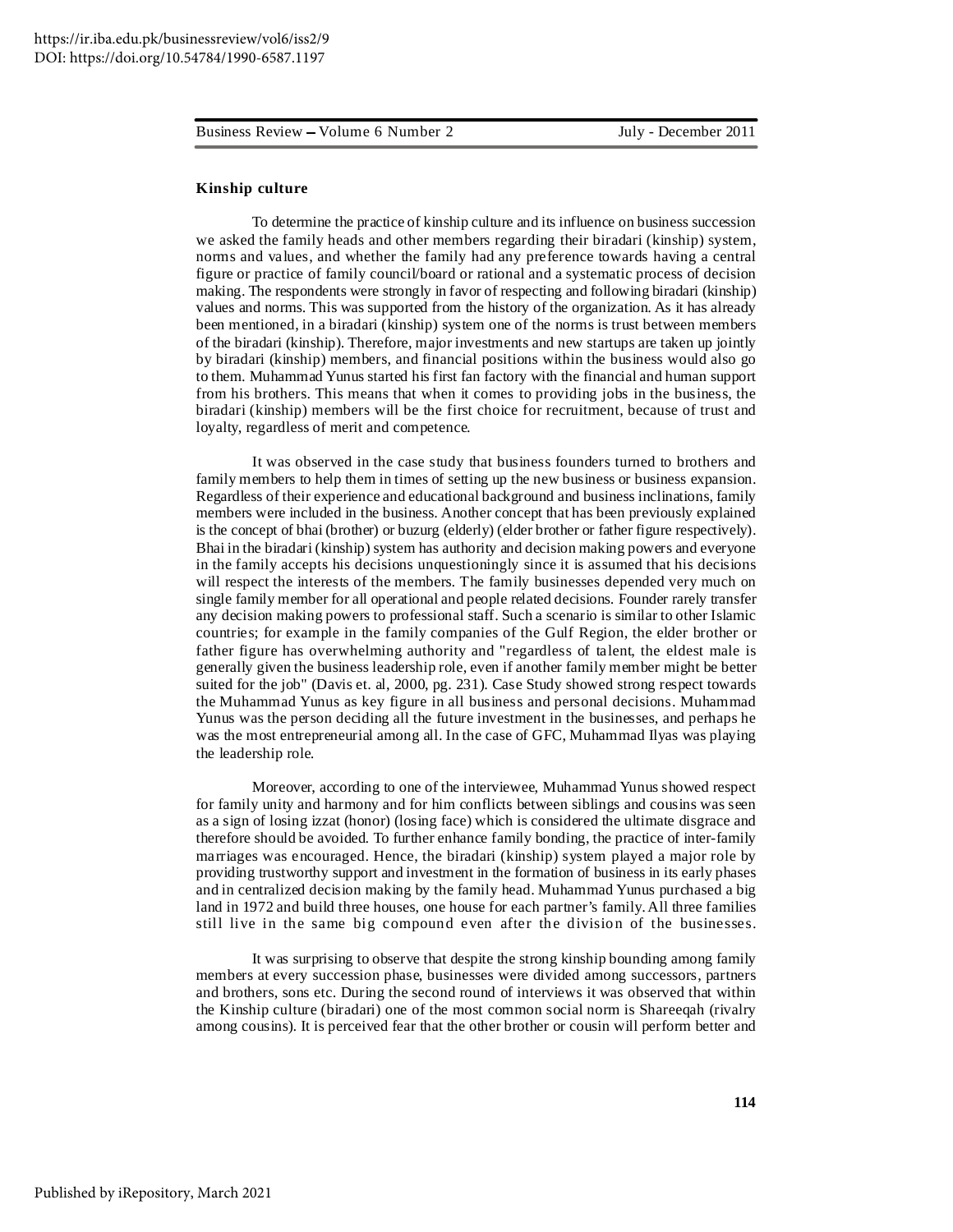**Kinship culture**

To determine the practice of kinship culture and its influence on business succession we asked the family heads and other members regarding their biradari (kinship) system, norms and values, and whether the family had any preference towards having a central figure or practice of family council/board or rational and a systematic process of decision making. The respondents were strongly in favor of respecting and following biradari (kinship) values and norms. This was supported from the history of the organization. As it has already been mentioned, in a biradari (kinship) system one of the norms is trust between members of the biradari (kinship). Therefore, major investments and new startups are taken up jointly by biradari (kinship) members, and financial positions within the business would also go to them. Muhammad Yunus started his first fan factory with the financial and human support from his brothers. This means that when it comes to providing jobs in the business, the biradari (kinship) members will be the first choice for recruitment, because of trust and loyalty, regardless of merit and competence.

It was observed in the case study that business founders turned to brothers and family members to help them in times of setting up the new business or business expansion. Regardless of their experience and educational background and business inclinations, family members were included in the business. Another concept that has been previously explained is the concept of bhai (brother) or buzurg (elderly) (elder brother or father figure respectively). Bhai in the biradari (kinship) system has authority and decision making powers and everyone in the family accepts his decisions unquestioningly since it is assumed that his decisions will respect the interests of the members. The family businesses depended very much on single family member for all operational and people related decisions. Founder rarely transfer any decision making powers to professional staff. Such a scenario is similar to other Islamic countries; for example in the family companies of the Gulf Region, the elder brother or father figure has overwhelming authority and "regardless of talent, the eldest male is generally given the business leadership role, even if another family member might be better suited for the job" (Davis et. al, 2000, pg. 231). Case Study showed strong respect towards the Muhammad Yunus as key figure in all business and personal decisions. Muhammad Yunus was the person deciding all the future investment in the businesses, and perhaps he was the most entrepreneurial among all. In the case of GFC, Muhammad Ilyas was playing the leadership role.

Moreover, according to one of the interviewee, Muhammad Yunus showed respect for family unity and harmony and for him conflicts between siblings and cousins was seen as a sign of losing izzat (honor) (losing face) which is considered the ultimate disgrace and therefore should be avoided. To further enhance family bonding, the practice of inter-family marriages was encouraged. Hence, the biradari (kinship) system played a major role by providing trustworthy support and investment in the formation of business in its early phases and in centralized decision making by the family head. Muhammad Yunus purchased a big land in 1972 and build three houses, one house for each partner's family. All three families still live in the same big compound even after the division of the businesses.

It was surprising to observe that despite the strong kinship bounding among family members at every succession phase, businesses were divided among successors, partners and brothers, sons etc. During the second round of interviews it was observed that within the Kinship culture (biradari) one of the most common social norm is Shareeqah (rivalry among cousins). It is perceived fear that the other brother or cousin will perform better and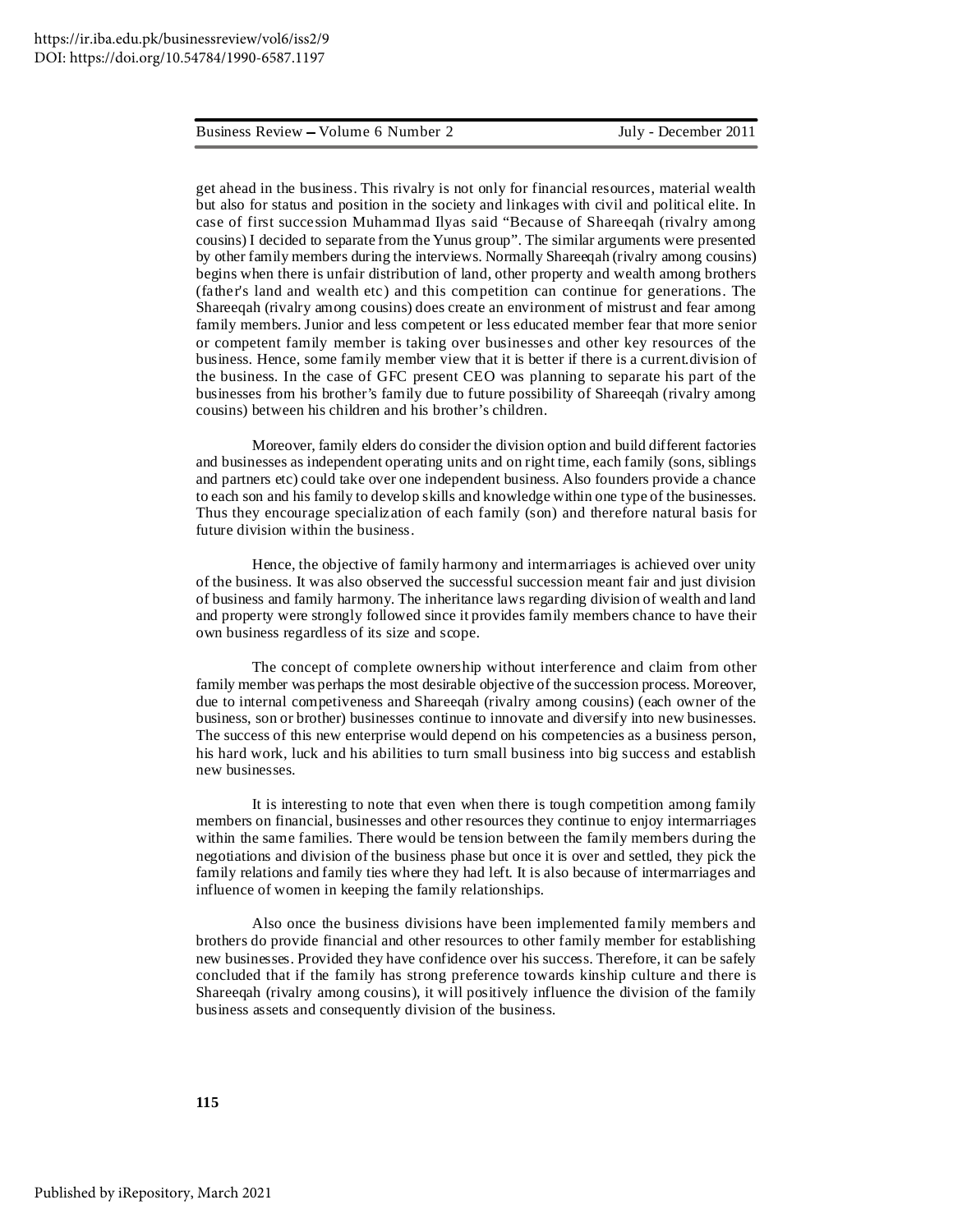get ahead in the business. This rivalry is not only for financial resources, material wealth but also for status and position in the society and linkages with civil and political elite. In case of first succession Muhammad Ilyas said "Because of Shareeqah (rivalry among cousins) I decided to separate from the Yunus group". The similar arguments were presented by other family members during the interviews. Normally Shareeqah (rivalry among cousins) begins when there is unfair distribution of land, other property and wealth among brothers (father's land and wealth etc) and this competition can continue for generations. The Shareeqah (rivalry among cousins) does create an environment of mistrust and fear among family members. Junior and less competent or less educated member fear that more senior or competent family member is taking over businesses and other key resources of the business. Hence, some family member view that it is better if there is a current.division of the business. In the case of GFC present CEO was planning to separate his part of the businesses from his brother's family due to future possibility of Shareeqah (rivalry among cousins) between his children and his brother's children.

Moreover, family elders do consider the division option and build different factories and businesses as independent operating units and on right time, each family (sons, siblings and partners etc) could take over one independent business. Also founders provide a chance to each son and his family to develop skills and knowledge within one type of the businesses. Thus they encourage specialization of each family (son) and therefore natural basis for future division within the business.

Hence, the objective of family harmony and intermarriages is achieved over unity of the business. It was also observed the successful succession meant fair and just division of business and family harmony. The inheritance laws regarding division of wealth and land and property were strongly followed since it provides family members chance to have their own business regardless of its size and scope.

The concept of complete ownership without interference and claim from other family member was perhaps the most desirable objective of the succession process. Moreover, due to internal competiveness and Shareeqah (rivalry among cousins) (each owner of the business, son or brother) businesses continue to innovate and diversify into new businesses. The success of this new enterprise would depend on his competencies as a business person, his hard work, luck and his abilities to turn small business into big success and establish new businesses.

It is interesting to note that even when there is tough competition among family members on financial, businesses and other resources they continue to enjoy intermarriages within the same families. There would be tension between the family members during the negotiations and division of the business phase but once it is over and settled, they pick the family relations and family ties where they had left. It is also because of intermarriages and influence of women in keeping the family relationships.

Also once the business divisions have been implemented family members and brothers do provide financial and other resources to other family member for establishing new businesses. Provided they have confidence over his success. Therefore, it can be safely concluded that if the family has strong preference towards kinship culture and there is Shareeqah (rivalry among cousins), it will positively influence the division of the family business assets and consequently division of the business.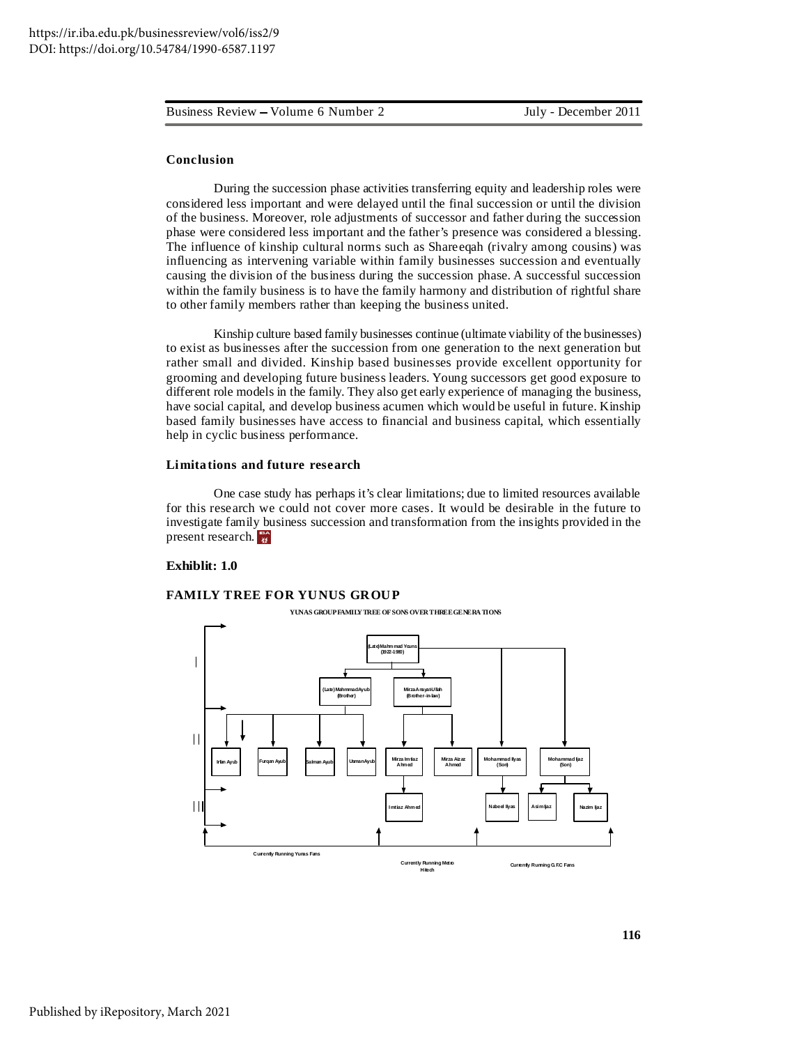## Conclusion

During the succession phase activities transferring equity and leadership roles were considered less important and were delayed until the final succession or until the division of the business. Moreover, role adjustments of successor and father during the succession phase were considered less important and the father's presence was considered a blessing. The influence of kinship cultural norms such as Shareeqah (rivalry among cousins) was influencing as intervening variable within family businesses succession and eventually causing the division of the business during the succession phase. A successful succession within the family business is to have the family harmony and distribution of rightful share to other family members rather than keeping the business united.

Kinship culture based family businesses continue (ultimate viability of the businesses) to exist as businesses after the succession from one generation to the next generation but rather small and divided. Kinship based businesses provide excellent opportunity for grooming and developing future business leaders. Young successors get good exposure to different role models in the family. They also get early experience of managing the business, have social capital, and develop business acumen which would be useful in future. Kinship based family businesses have access to financial and business capital, which essentially help in cyclic business performance.

## Limitations and future research

One case study has perhaps it's clear limitations; due to limited resources available for this research we could not cover more cases. It would be desirable in the future to investigate family business succession and transformation from the insights provided in the present research.

**Exhiblit: 1.0**

## FAMILY TREE FOR YUNUS GROUP

YUNAS GROUP FAMILY TREE OF SONS OVER THREE GENERATIONS

- I: (Late) Mahmmad Youns (1922-1980)
  - (Late) Mahmmad Ayub (Brother)
  - Mirza Anayat-Ullah (Brother-in-law)
  - Mohammad Ilyas (Son)
  - Mohammad Ijaz (Son)
- II:
  - (Late) Mahmmad Ayub → Irfan Ayub, Furqan Ayub, Salman Ayub, Usman Ayub
  - Mirza Anayat-Ullah → Mirza Imtiaz Ahmed, Mirza Aizaz Ahmed
- III:
  - Mirza Imtiaz Ahmed → Imtiaz Ahmed
  - Mohammad Ilyas → Nabeel Ilyas
  - Mohammad Ijaz → Asim Ijaz, Nazim Ijaz

Currently Running Yunas Fans

Currently Running Metro Hitech

Currently Running G.F.C Fans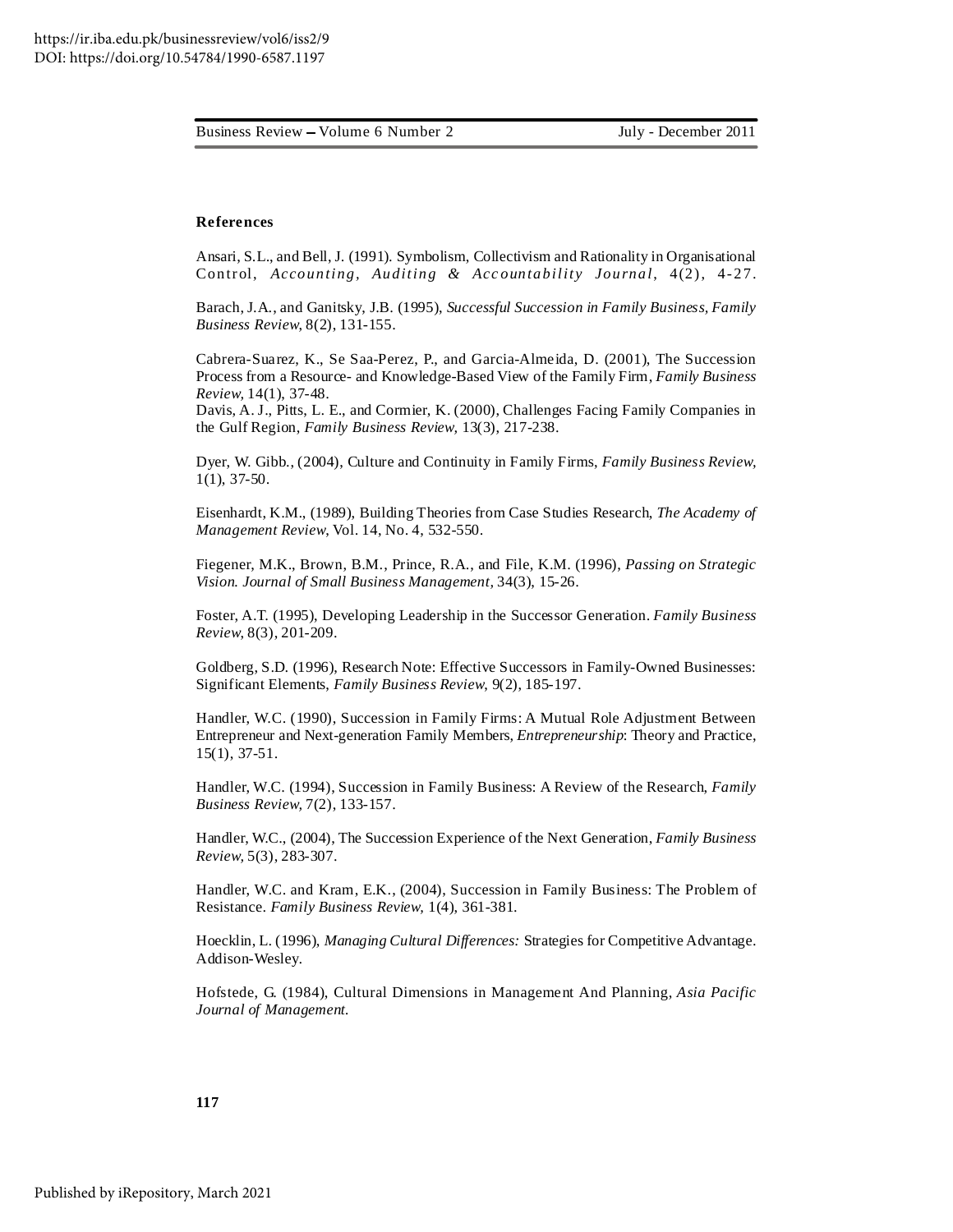## References

Ansari, S.L., and Bell, J. (1991). Symbolism, Collectivism and Rationality in Organisational Control, *Accounting, Auditing & Accountability Journal*, 4(2), 4-27.

Barach, J.A., and Ganitsky, J.B. (1995), *Successful Succession in Family Business, Family Business Review*, 8(2), 131-155.

Cabrera-Suarez, K., Se Saa-Perez, P., and Garcia-Almeida, D. (2001), The Succession Process from a Resource- and Knowledge-Based View of the Family Firm, *Family Business Review*, 14(1), 37-48.

Davis, A. J., Pitts, L. E., and Cormier, K. (2000), Challenges Facing Family Companies in the Gulf Region, *Family Business Review*, 13(3), 217-238.

Dyer, W. Gibb., (2004), Culture and Continuity in Family Firms, *Family Business Review*, 1(1), 37-50.

Eisenhardt, K.M., (1989), Building Theories from Case Studies Research, *The Academy of Management Review*, Vol. 14, No. 4, 532-550.

Fiegener, M.K., Brown, B.M., Prince, R.A., and File, K.M. (1996), *Passing on Strategic Vision. Journal of Small Business Management*, 34(3), 15-26.

Foster, A.T. (1995), Developing Leadership in the Successor Generation. *Family Business Review*, 8(3), 201-209.

Goldberg, S.D. (1996), Research Note: Effective Successors in Family-Owned Businesses: Significant Elements, *Family Business Review*, 9(2), 185-197.

Handler, W.C. (1990), Succession in Family Firms: A Mutual Role Adjustment Between Entrepreneur and Next-generation Family Members, *Entrepreneurship*: Theory and Practice, 15(1), 37-51.

Handler, W.C. (1994), Succession in Family Business: A Review of the Research, *Family Business Review*, 7(2), 133-157.

Handler, W.C., (2004), The Succession Experience of the Next Generation, *Family Business Review*, 5(3), 283-307.

Handler, W.C. and Kram, E.K., (2004), Succession in Family Business: The Problem of Resistance. *Family Business Review*, 1(4), 361-381.

Hoecklin, L. (1996), *Managing Cultural Differences:* Strategies for Competitive Advantage. Addison-Wesley.

Hofstede, G. (1984), Cultural Dimensions in Management And Planning, *Asia Pacific Journal of Management*.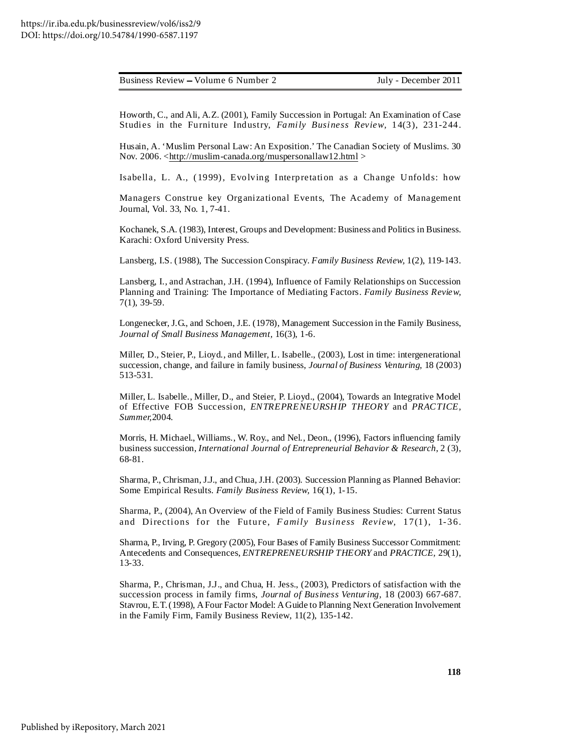Howorth, C., and Ali, A.Z. (2001), Family Succession in Portugal: An Examination of Case Studies in the Furniture Industry, *Family Business Review*, 14(3), 231-244.

Husain, A. 'Muslim Personal Law: An Exposition.' The Canadian Society of Muslims. 30 Nov. 2006. <http://muslim-canada.org/muspersonallaw12.html >

Isabella, L. A., (1999), Evolving Interpretation as a Change Unfolds: how

Managers Construe key Organizational Events, The Academy of Management Journal, Vol. 33, No. 1, 7-41.

Kochanek, S.A. (1983), Interest, Groups and Development: Business and Politics in Business. Karachi: Oxford University Press.

Lansberg, I.S. (1988), The Succession Conspiracy. *Family Business Review*, 1(2), 119-143.

Lansberg, I., and Astrachan, J.H. (1994), Influence of Family Relationships on Succession Planning and Training: The Importance of Mediating Factors. *Family Business Review*, 7(1), 39-59.

Longenecker, J.G., and Schoen, J.E. (1978), Management Succession in the Family Business, *Journal of Small Business Management*, 16(3), 1-6.

Miller, D., Steier, P., Lioyd., and Miller, L. Isabelle., (2003), Lost in time: intergenerational succession, change, and failure in family business, *Journal of Business Venturing*, 18 (2003) 513-531.

Miller, L. Isabelle., Miller, D., and Steier, P. Lioyd., (2004), Towards an Integrative Model of Effective FOB Succession, *ENTREPRENEURSHIP THEORY* and *PRACTICE*, *Summer*,2004.

Morris, H. Michael., Williams., W. Roy., and Nel., Deon., (1996), Factors influencing family business succession, *International Journal of Entrepreneurial Behavior & Research*, 2 (3), 68-81.

Sharma, P., Chrisman, J.J., and Chua, J.H. (2003). Succession Planning as Planned Behavior: Some Empirical Results. *Family Business Review*, 16(1), 1-15.

Sharma, P., (2004), An Overview of the Field of Family Business Studies: Current Status and Directions for the Future, *Family Business Review*, 17(1), 1-36.

Sharma, P., Irving, P. Gregory (2005), Four Bases of Family Business Successor Commitment: Antecedents and Consequences, *ENTREPRENEURSHIP THEORY* and *PRACTICE*, 29(1), 13-33.

Sharma, P., Chrisman, J.J., and Chua, H. Jess., (2003), Predictors of satisfaction with the succession process in family firms, *Journal of Business Venturing*, 18 (2003) 667-687. Stavrou, E.T. (1998), A Four Factor Model: A Guide to Planning Next Generation Involvement in the Family Firm, Family Business Review, 11(2), 135-142.